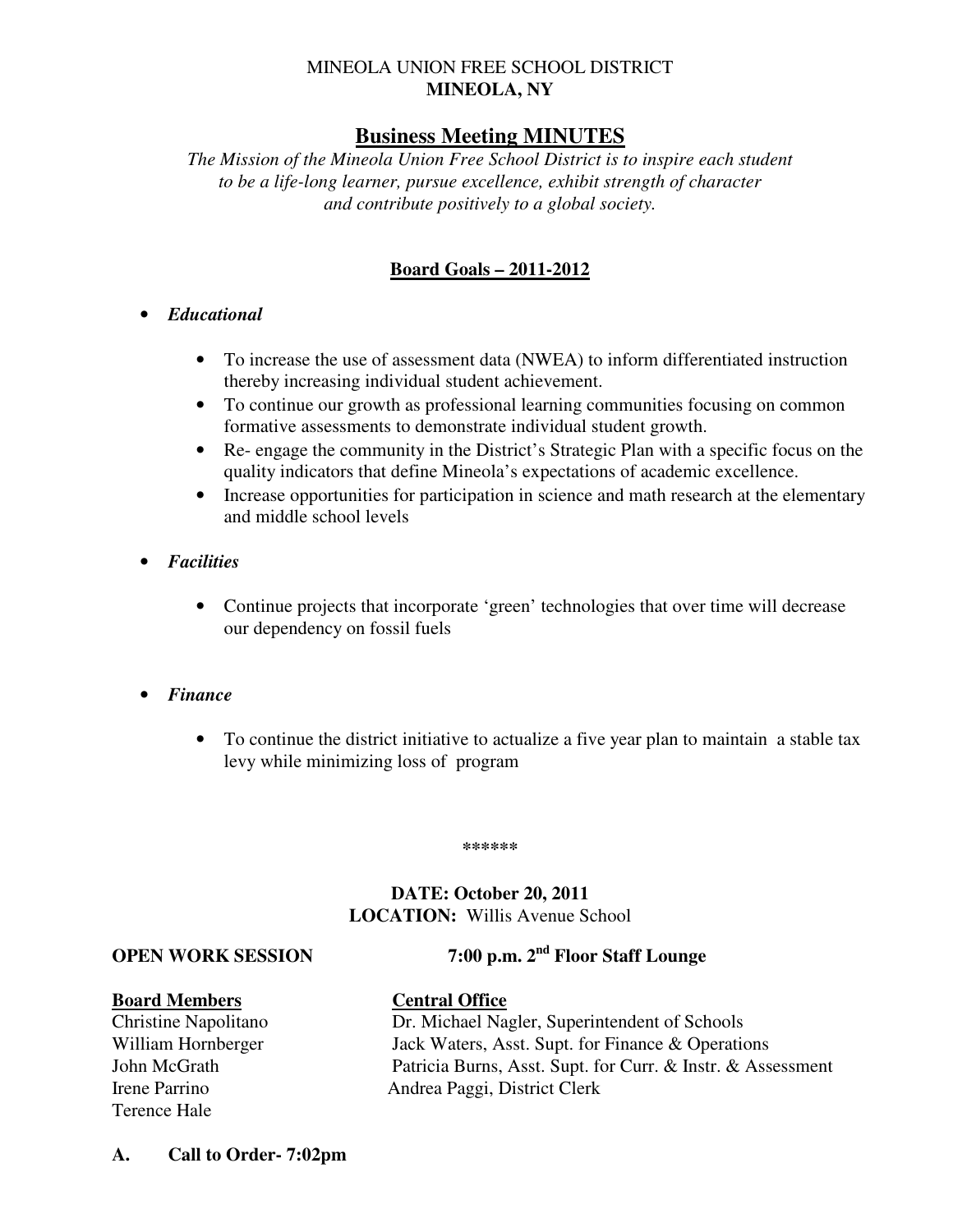MINEOLA UNION FREE SCHOOL DISTRICT
**MINEOLA, NY**

# Business Meeting MINUTES

*The Mission of the Mineola Union Free School District is to inspire each student to be a life-long learner, pursue excellence, exhibit strength of character and contribute positively to a global society.*

## Board Goals – 2011-2012

- ***Educational***
  - To increase the use of assessment data (NWEA) to inform differentiated instruction thereby increasing individual student achievement.
  - To continue our growth as professional learning communities focusing on common formative assessments to demonstrate individual student growth.
  - Re- engage the community in the District's Strategic Plan with a specific focus on the quality indicators that define Mineola's expectations of academic excellence.
  - Increase opportunities for participation in science and math research at the elementary and middle school levels

- ***Facilities***
  - Continue projects that incorporate 'green' technologies that over time will decrease our dependency on fossil fuels

- ***Finance***
  - To continue the district initiative to actualize a five year plan to maintain a stable tax levy while minimizing loss of program

******

**DATE: October 20, 2011**
**LOCATION:** Willis Avenue School

**OPEN WORK SESSION** **7:00 p.m. 2nd Floor Staff Lounge**

| **Board Members** | **Central Office** |
|---|---|
| Christine Napolitano | Dr. Michael Nagler, Superintendent of Schools |
| William Hornberger | Jack Waters, Asst. Supt. for Finance & Operations |
| John McGrath | Patricia Burns, Asst. Supt. for Curr. & Instr. & Assessment |
| Irene Parrino | Andrea Paggi, District Clerk |
| Terence Hale | |

**A. Call to Order- 7:02pm**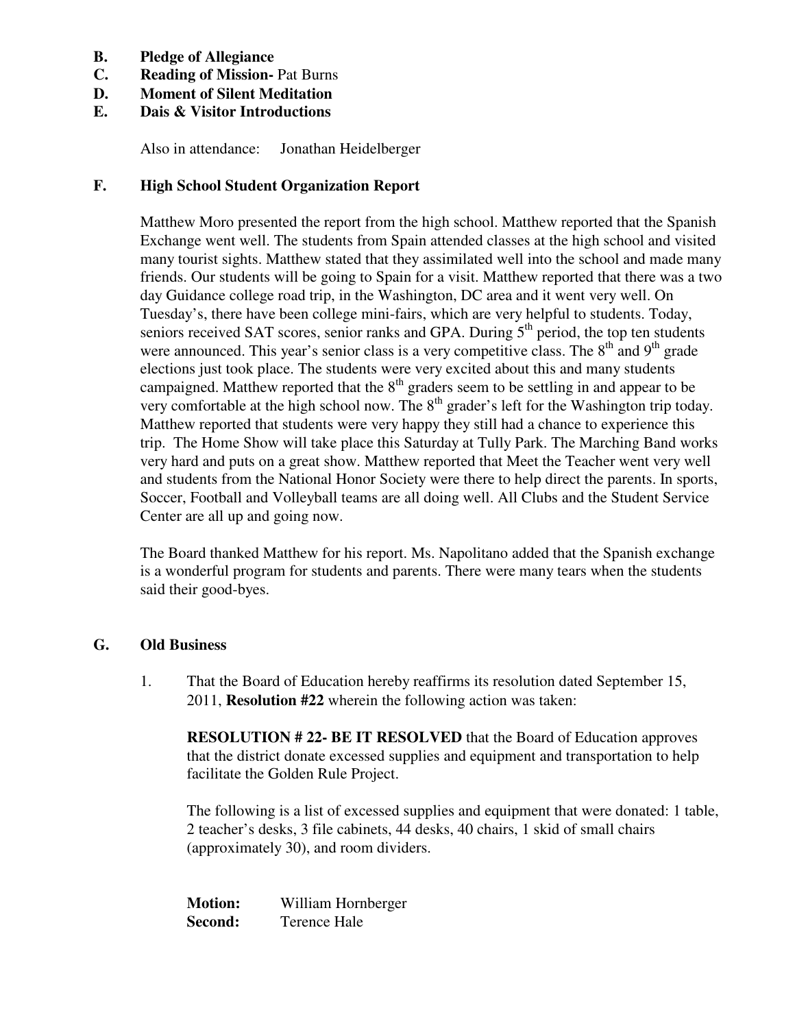**B. Pledge of Allegiance**

**C. Reading of Mission-** Pat Burns

**D. Moment of Silent Meditation**

**E. Dais & Visitor Introductions**

Also in attendance: Jonathan Heidelberger

**F. High School Student Organization Report**

Matthew Moro presented the report from the high school. Matthew reported that the Spanish Exchange went well. The students from Spain attended classes at the high school and visited many tourist sights. Matthew stated that they assimilated well into the school and made many friends. Our students will be going to Spain for a visit. Matthew reported that there was a two day Guidance college road trip, in the Washington, DC area and it went very well. On Tuesday's, there have been college mini-fairs, which are very helpful to students. Today, seniors received SAT scores, senior ranks and GPA. During 5th period, the top ten students were announced. This year's senior class is a very competitive class. The 8th and 9th grade elections just took place. The students were very excited about this and many students campaigned. Matthew reported that the 8th graders seem to be settling in and appear to be very comfortable at the high school now. The 8th grader's left for the Washington trip today. Matthew reported that students were very happy they still had a chance to experience this trip. The Home Show will take place this Saturday at Tully Park. The Marching Band works very hard and puts on a great show. Matthew reported that Meet the Teacher went very well and students from the National Honor Society were there to help direct the parents. In sports, Soccer, Football and Volleyball teams are all doing well. All Clubs and the Student Service Center are all up and going now.

The Board thanked Matthew for his report. Ms. Napolitano added that the Spanish exchange is a wonderful program for students and parents. There were many tears when the students said their good-byes.

**G. Old Business**

1. That the Board of Education hereby reaffirms its resolution dated September 15, 2011, **Resolution #22** wherein the following action was taken:

   **RESOLUTION # 22- BE IT RESOLVED** that the Board of Education approves that the district donate excessed supplies and equipment and transportation to help facilitate the Golden Rule Project.

   The following is a list of excessed supplies and equipment that were donated: 1 table, 2 teacher's desks, 3 file cabinets, 44 desks, 40 chairs, 1 skid of small chairs (approximately 30), and room dividers.

   **Motion:** William Hornberger
   **Second:** Terence Hale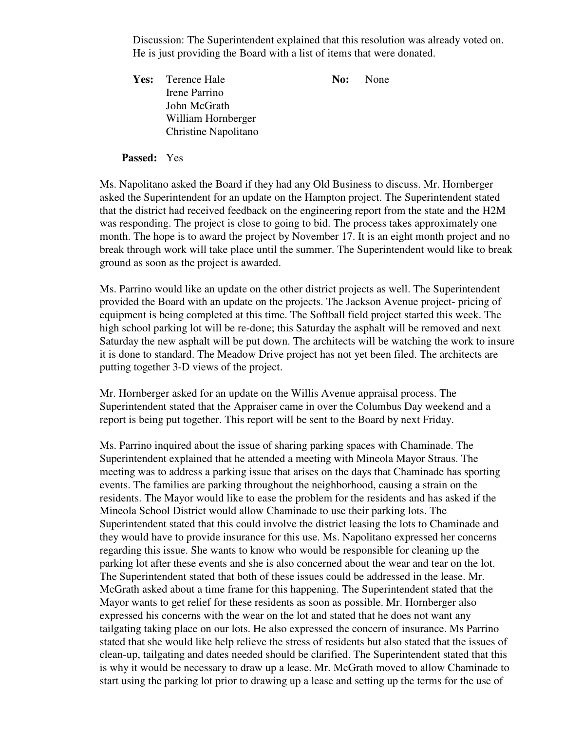Discussion: The Superintendent explained that this resolution was already voted on. He is just providing the Board with a list of items that were donated.

**Yes:** Terence Hale
Irene Parrino
John McGrath
William Hornberger
Christine Napolitano

**No:** None

**Passed:** Yes

Ms. Napolitano asked the Board if they had any Old Business to discuss. Mr. Hornberger asked the Superintendent for an update on the Hampton project. The Superintendent stated that the district had received feedback on the engineering report from the state and the H2M was responding. The project is close to going to bid. The process takes approximately one month. The hope is to award the project by November 17. It is an eight month project and no break through work will take place until the summer. The Superintendent would like to break ground as soon as the project is awarded.

Ms. Parrino would like an update on the other district projects as well. The Superintendent provided the Board with an update on the projects. The Jackson Avenue project- pricing of equipment is being completed at this time. The Softball field project started this week. The high school parking lot will be re-done; this Saturday the asphalt will be removed and next Saturday the new asphalt will be put down. The architects will be watching the work to insure it is done to standard. The Meadow Drive project has not yet been filed. The architects are putting together 3-D views of the project.

Mr. Hornberger asked for an update on the Willis Avenue appraisal process. The Superintendent stated that the Appraiser came in over the Columbus Day weekend and a report is being put together. This report will be sent to the Board by next Friday.

Ms. Parrino inquired about the issue of sharing parking spaces with Chaminade. The Superintendent explained that he attended a meeting with Mineola Mayor Straus. The meeting was to address a parking issue that arises on the days that Chaminade has sporting events. The families are parking throughout the neighborhood, causing a strain on the residents. The Mayor would like to ease the problem for the residents and has asked if the Mineola School District would allow Chaminade to use their parking lots. The Superintendent stated that this could involve the district leasing the lots to Chaminade and they would have to provide insurance for this use. Ms. Napolitano expressed her concerns regarding this issue. She wants to know who would be responsible for cleaning up the parking lot after these events and she is also concerned about the wear and tear on the lot. The Superintendent stated that both of these issues could be addressed in the lease. Mr. McGrath asked about a time frame for this happening. The Superintendent stated that the Mayor wants to get relief for these residents as soon as possible. Mr. Hornberger also expressed his concerns with the wear on the lot and stated that he does not want any tailgating taking place on our lots. He also expressed the concern of insurance. Ms Parrino stated that she would like help relieve the stress of residents but also stated that the issues of clean-up, tailgating and dates needed should be clarified. The Superintendent stated that this is why it would be necessary to draw up a lease. Mr. McGrath moved to allow Chaminade to start using the parking lot prior to drawing up a lease and setting up the terms for the use of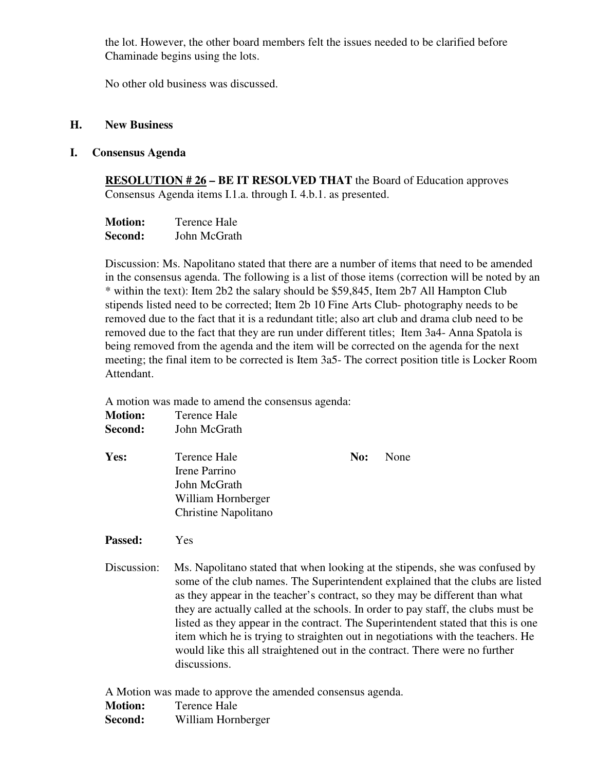the lot. However, the other board members felt the issues needed to be clarified before Chaminade begins using the lots.

No other old business was discussed.

## H. New Business

## I. Consensus Agenda

**RESOLUTION # 26 – BE IT RESOLVED THAT** the Board of Education approves Consensus Agenda items I.1.a. through I. 4.b.1. as presented.

**Motion:** Terence Hale
**Second:** John McGrath

Discussion: Ms. Napolitano stated that there are a number of items that need to be amended in the consensus agenda. The following is a list of those items (correction will be noted by an * within the text): Item 2b2 the salary should be $59,845, Item 2b7 All Hampton Club stipends listed need to be corrected; Item 2b 10 Fine Arts Club- photography needs to be removed due to the fact that it is a redundant title; also art club and drama club need to be removed due to the fact that they are run under different titles; Item 3a4- Anna Spatola is being removed from the agenda and the item will be corrected on the agenda for the next meeting; the final item to be corrected is Item 3a5- The correct position title is Locker Room Attendant.

A motion was made to amend the consensus agenda:
**Motion:** Terence Hale
**Second:** John McGrath

**Yes:** Terence Hale, Irene Parrino, John McGrath, William Hornberger, Christine Napolitano
**No:** None

**Passed:** Yes

Discussion: Ms. Napolitano stated that when looking at the stipends, she was confused by some of the club names. The Superintendent explained that the clubs are listed as they appear in the teacher's contract, so they may be different than what they are actually called at the schools. In order to pay staff, the clubs must be listed as they appear in the contract. The Superintendent stated that this is one item which he is trying to straighten out in negotiations with the teachers. He would like this all straightened out in the contract. There were no further discussions.

A Motion was made to approve the amended consensus agenda.
**Motion:** Terence Hale
**Second:** William Hornberger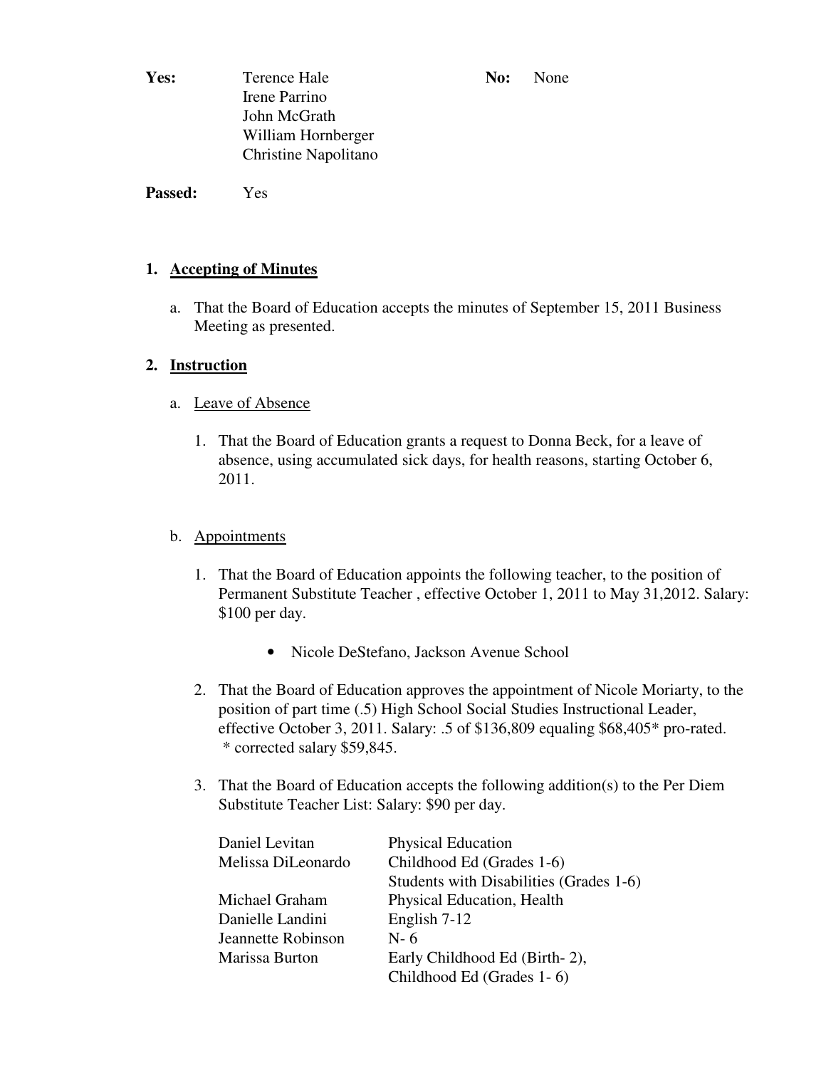| **Yes:** | Terence Hale | **No:** | None |
|---|---|---|---|
| | Irene Parrino | | |
| | John McGrath | | |
| | William Hornberger | | |
| | Christine Napolitano | | |

**Passed:** Yes

**1. Accepting of Minutes**

a. That the Board of Education accepts the minutes of September 15, 2011 Business Meeting as presented.

**2. Instruction**

a. Leave of Absence

1. That the Board of Education grants a request to Donna Beck, for a leave of absence, using accumulated sick days, for health reasons, starting October 6, 2011.

b. Appointments

1. That the Board of Education appoints the following teacher, to the position of Permanent Substitute Teacher , effective October 1, 2011 to May 31,2012. Salary: $100 per day.

   - Nicole DeStefano, Jackson Avenue School

2. That the Board of Education approves the appointment of Nicole Moriarty, to the position of part time (.5) High School Social Studies Instructional Leader, effective October 3, 2011. Salary: .5 of $136,809 equaling $68,405* pro-rated.
   \* corrected salary $59,845.

3. That the Board of Education accepts the following addition(s) to the Per Diem Substitute Teacher List: Salary: $90 per day.

| | |
|---|---|
| Daniel Levitan | Physical Education |
| Melissa DiLeonardo | Childhood Ed (Grades 1-6) |
| | Students with Disabilities (Grades 1-6) |
| Michael Graham | Physical Education, Health |
| Danielle Landini | English 7-12 |
| Jeannette Robinson | N- 6 |
| Marissa Burton | Early Childhood Ed (Birth- 2), |
| | Childhood Ed (Grades 1- 6) |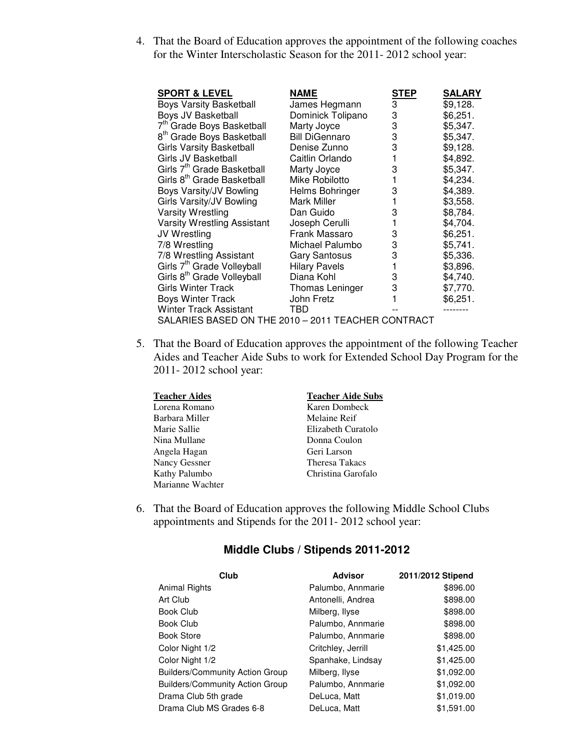4. That the Board of Education approves the appointment of the following coaches for the Winter Interscholastic Season for the 2011- 2012 school year:

| SPORT & LEVEL | NAME | STEP | SALARY |
|---|---|---|---|
| Boys Varsity Basketball | James Hegmann | 3 | $9,128. |
| Boys JV Basketball | Dominick Tolipano | 3 | $6,251. |
| 7th Grade Boys Basketball | Marty Joyce | 3 | $5,347. |
| 8th Grade Boys Basketball | Bill DiGennaro | 3 | $5,347. |
| Girls Varsity Basketball | Denise Zunno | 3 | $9,128. |
| Girls JV Basketball | Caitlin Orlando | 1 | $4,892. |
| Girls 7th Grade Basketball | Marty Joyce | 3 | $5,347. |
| Girls 8th Grade Basketball | Mike Robilotto | 1 | $4,234. |
| Boys Varsity/JV Bowling | Helms Bohringer | 3 | $4,389. |
| Girls Varsity/JV Bowling | Mark Miller | 1 | $3,558. |
| Varsity Wrestling | Dan Guido | 3 | $8,784. |
| Varsity Wrestling Assistant | Joseph Cerulli | 1 | $4,704. |
| JV Wrestling | Frank Massaro | 3 | $6,251. |
| 7/8 Wrestling | Michael Palumbo | 3 | $5,741. |
| 7/8 Wrestling Assistant | Gary Santosus | 3 | $5,336. |
| Girls 7th Grade Volleyball | Hilary Pavels | 1 | $3,896. |
| Girls 8th Grade Volleyball | Diana Kohl | 3 | $4,740. |
| Girls Winter Track | Thomas Leninger | 3 | $7,770. |
| Boys Winter Track | John Fretz | 1 | $6,251. |
| Winter Track Assistant | TBD | -- | -------- |

SALARIES BASED ON THE 2010 – 2011 TEACHER CONTRACT

5. That the Board of Education approves the appointment of the following Teacher Aides and Teacher Aide Subs to work for Extended School Day Program for the 2011- 2012 school year:

| Teacher Aides | Teacher Aide Subs |
|---|---|
| Lorena Romano | Karen Dombeck |
| Barbara Miller | Melaine Reif |
| Marie Sallie | Elizabeth Curatolo |
| Nina Mullane | Donna Coulon |
| Angela Hagan | Geri Larson |
| Nancy Gessner | Theresa Takacs |
| Kathy Palumbo | Christina Garofalo |
| Marianne Wachter | |

6. That the Board of Education approves the following Middle School Clubs appointments and Stipends for the 2011- 2012 school year:

## Middle Clubs / Stipends 2011-2012

| Club | Advisor | 2011/2012 Stipend |
|---|---|---|
| Animal Rights | Palumbo, Annmarie | $896.00 |
| Art Club | Antonelli, Andrea | $898.00 |
| Book Club | Milberg, Ilyse | $898.00 |
| Book Club | Palumbo, Annmarie | $898.00 |
| Book Store | Palumbo, Annmarie | $898.00 |
| Color Night 1/2 | Critchley, Jerrill | $1,425.00 |
| Color Night 1/2 | Spanhake, Lindsay | $1,425.00 |
| Builders/Community Action Group | Milberg, Ilyse | $1,092.00 |
| Builders/Community Action Group | Palumbo, Annmarie | $1,092.00 |
| Drama Club 5th grade | DeLuca, Matt | $1,019.00 |
| Drama Club MS Grades 6-8 | DeLuca, Matt | $1,591.00 |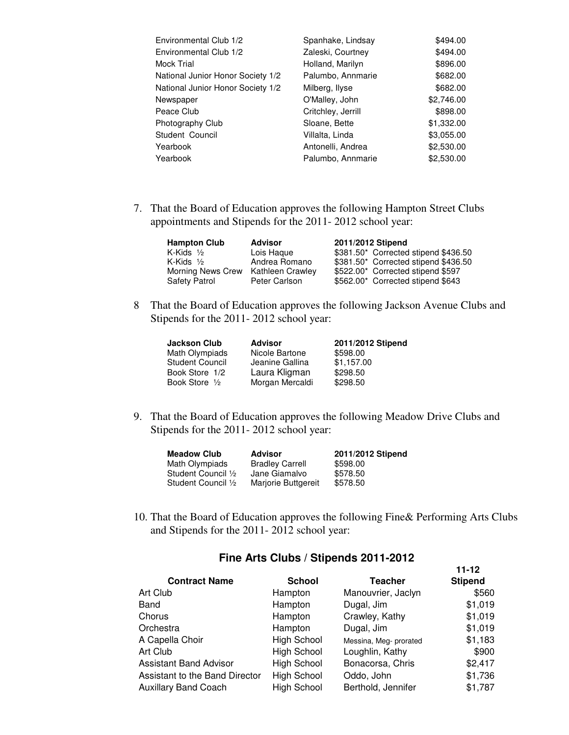| | | |
|---|---|---|
| Environmental Club 1/2 | Spanhake, Lindsay | $494.00 |
| Environmental Club 1/2 | Zaleski, Courtney | $494.00 |
| Mock Trial | Holland, Marilyn | $896.00 |
| National Junior Honor Society 1/2 | Palumbo, Annmarie | $682.00 |
| National Junior Honor Society 1/2 | Milberg, Ilyse | $682.00 |
| Newspaper | O'Malley, John | $2,746.00 |
| Peace Club | Critchley, Jerrill | $898.00 |
| Photography Club | Sloane, Bette | $1,332.00 |
| Student Council | Villalta, Linda | $3,055.00 |
| Yearbook | Antonelli, Andrea | $2,530.00 |
| Yearbook | Palumbo, Annmarie | $2,530.00 |

7. That the Board of Education approves the following Hampton Street Clubs appointments and Stipends for the 2011- 2012 school year:

| Hampton Club | Advisor | 2011/2012 Stipend |
|---|---|---|
| K-Kids ½ | Lois Haque | $381.50* Corrected stipend $436.50 |
| K-Kids ½ | Andrea Romano | $381.50* Corrected stipend $436.50 |
| Morning News Crew | Kathleen Crawley | $522.00* Corrected stipend $597 |
| Safety Patrol | Peter Carlson | $562.00* Corrected stipend $643 |

8 That the Board of Education approves the following Jackson Avenue Clubs and Stipends for the 2011- 2012 school year:

| Jackson Club | Advisor | 2011/2012 Stipend |
|---|---|---|
| Math Olympiads | Nicole Bartone | $598.00 |
| Student Council | Jeanine Gallina | $1,157.00 |
| Book Store 1/2 | Laura Kligman | $298.50 |
| Book Store ½ | Morgan Mercaldi | $298.50 |

9. That the Board of Education approves the following Meadow Drive Clubs and Stipends for the 2011- 2012 school year:

| Meadow Club | Advisor | 2011/2012 Stipend |
|---|---|---|
| Math Olympiads | Bradley Carrell | $598.00 |
| Student Council ½ | Jane Giamalvo | $578.50 |
| Student Council ½ | Marjorie Buttgereit | $578.50 |

10. That the Board of Education approves the following Fine& Performing Arts Clubs and Stipends for the 2011- 2012 school year:

## Fine Arts Clubs / Stipends 2011-2012

| Contract Name | School | Teacher | 11-12 Stipend |
|---|---|---|---|
| Art Club | Hampton | Manouvrier, Jaclyn | $560 |
| Band | Hampton | Dugal, Jim | $1,019 |
| Chorus | Hampton | Crawley, Kathy | $1,019 |
| Orchestra | Hampton | Dugal, Jim | $1,019 |
| A Capella Choir | High School | Messina, Meg- prorated | $1,183 |
| Art Club | High School | Loughlin, Kathy | $900 |
| Assistant Band Advisor | High School | Bonacorsa, Chris | $2,417 |
| Assistant to the Band Director | High School | Oddo, John | $1,736 |
| Auxillary Band Coach | High School | Berthold, Jennifer | $1,787 |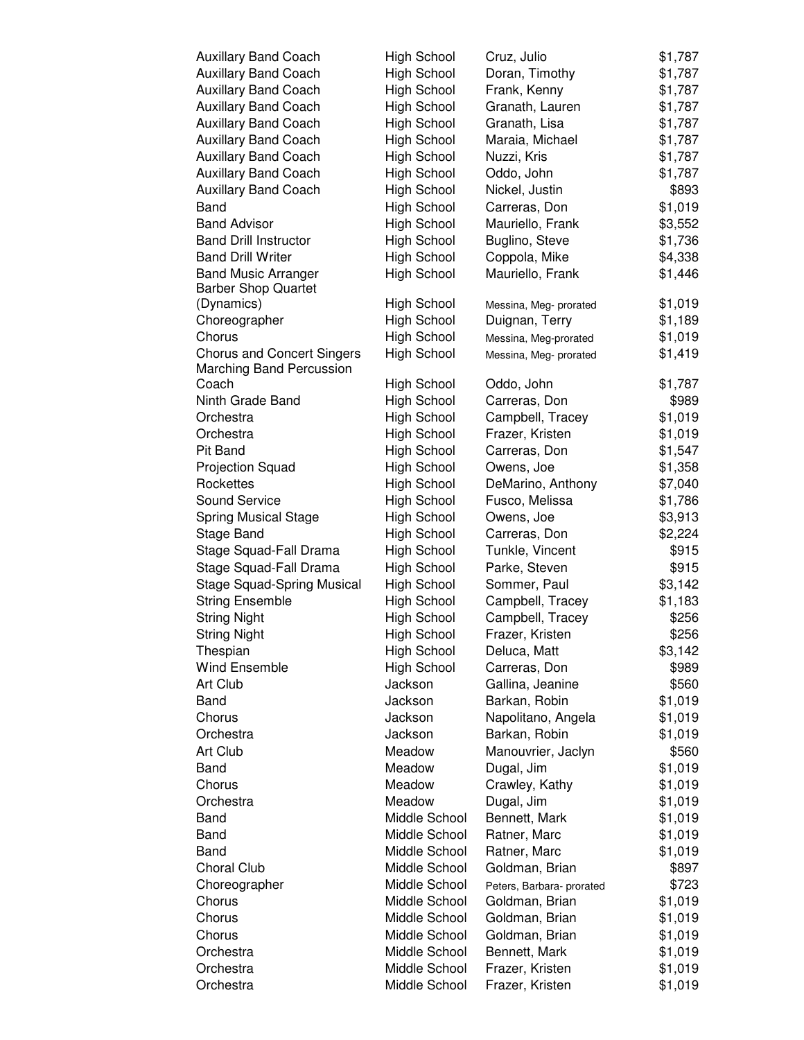| | | | |
|---|---|---|---|
| Auxillary Band Coach | High School | Cruz, Julio | $1,787 |
| Auxillary Band Coach | High School | Doran, Timothy | $1,787 |
| Auxillary Band Coach | High School | Frank, Kenny | $1,787 |
| Auxillary Band Coach | High School | Granath, Lauren | $1,787 |
| Auxillary Band Coach | High School | Granath, Lisa | $1,787 |
| Auxillary Band Coach | High School | Maraia, Michael | $1,787 |
| Auxillary Band Coach | High School | Nuzzi, Kris | $1,787 |
| Auxillary Band Coach | High School | Oddo, John | $1,787 |
| Auxillary Band Coach | High School | Nickel, Justin | $893 |
| Band | High School | Carreras, Don | $1,019 |
| Band Advisor | High School | Mauriello, Frank | $3,552 |
| Band Drill Instructor | High School | Buglino, Steve | $1,736 |
| Band Drill Writer | High School | Coppola, Mike | $4,338 |
| Band Music Arranger | High School | Mauriello, Frank | $1,446 |
| Barber Shop Quartet (Dynamics) | High School | Messina, Meg- prorated | $1,019 |
| Choreographer | High School | Duignan, Terry | $1,189 |
| Chorus | High School | Messina, Meg-prorated | $1,019 |
| Chorus and Concert Singers | High School | Messina, Meg- prorated | $1,419 |
| Marching Band Percussion Coach | High School | Oddo, John | $1,787 |
| Ninth Grade Band | High School | Carreras, Don | $989 |
| Orchestra | High School | Campbell, Tracey | $1,019 |
| Orchestra | High School | Frazer, Kristen | $1,019 |
| Pit Band | High School | Carreras, Don | $1,547 |
| Projection Squad | High School | Owens, Joe | $1,358 |
| Rockettes | High School | DeMarino, Anthony | $7,040 |
| Sound Service | High School | Fusco, Melissa | $1,786 |
| Spring Musical Stage | High School | Owens, Joe | $3,913 |
| Stage Band | High School | Carreras, Don | $2,224 |
| Stage Squad-Fall Drama | High School | Tunkle, Vincent | $915 |
| Stage Squad-Fall Drama | High School | Parke, Steven | $915 |
| Stage Squad-Spring Musical | High School | Sommer, Paul | $3,142 |
| String Ensemble | High School | Campbell, Tracey | $1,183 |
| String Night | High School | Campbell, Tracey | $256 |
| String Night | High School | Frazer, Kristen | $256 |
| Thespian | High School | Deluca, Matt | $3,142 |
| Wind Ensemble | High School | Carreras, Don | $989 |
| Art Club | Jackson | Gallina, Jeanine | $560 |
| Band | Jackson | Barkan, Robin | $1,019 |
| Chorus | Jackson | Napolitano, Angela | $1,019 |
| Orchestra | Jackson | Barkan, Robin | $1,019 |
| Art Club | Meadow | Manouvrier, Jaclyn | $560 |
| Band | Meadow | Dugal, Jim | $1,019 |
| Chorus | Meadow | Crawley, Kathy | $1,019 |
| Orchestra | Meadow | Dugal, Jim | $1,019 |
| Band | Middle School | Bennett, Mark | $1,019 |
| Band | Middle School | Ratner, Marc | $1,019 |
| Band | Middle School | Ratner, Marc | $1,019 |
| Choral Club | Middle School | Goldman, Brian | $897 |
| Choreographer | Middle School | Peters, Barbara- prorated | $723 |
| Chorus | Middle School | Goldman, Brian | $1,019 |
| Chorus | Middle School | Goldman, Brian | $1,019 |
| Chorus | Middle School | Goldman, Brian | $1,019 |
| Orchestra | Middle School | Bennett, Mark | $1,019 |
| Orchestra | Middle School | Frazer, Kristen | $1,019 |
| Orchestra | Middle School | Frazer, Kristen | $1,019 |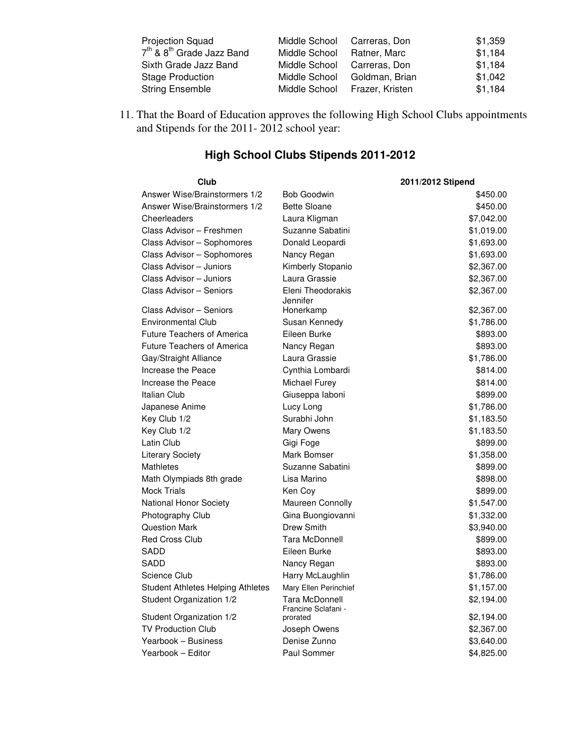| | | | |
|---|---|---|---|
| Projection Squad | Middle School | Carreras, Don | $1,359 |
| $7^{th}$ & $8^{th}$ Grade Jazz Band | Middle School | Ratner, Marc | $1,184 |
| Sixth Grade Jazz Band | Middle School | Carreras, Don | $1,184 |
| Stage Production | Middle School | Goldman, Brian | $1,042 |
| String Ensemble | Middle School | Frazer, Kristen | $1,184 |

11. That the Board of Education approves the following High School Clubs appointments and Stipends for the 2011- 2012 school year:

## High School Clubs Stipends 2011-2012

| Club | | 2011/2012 Stipend |
|---|---|---|
| Answer Wise/Brainstormers 1/2 | Bob Goodwin | $450.00 |
| Answer Wise/Brainstormers 1/2 | Bette Sloane | $450.00 |
| Cheerleaders | Laura Kligman | $7,042.00 |
| Class Advisor – Freshmen | Suzanne Sabatini | $1,019.00 |
| Class Advisor – Sophomores | Donald Leopardi | $1,693.00 |
| Class Advisor – Sophomores | Nancy Regan | $1,693.00 |
| Class Advisor – Juniors | Kimberly Stopanio | $2,367.00 |
| Class Advisor – Juniors | Laura Grassie | $2,367.00 |
| Class Advisor – Seniors | Eleni Theodorakis | $2,367.00 |
| Class Advisor – Seniors | Jennifer Honerkamp | $2,367.00 |
| Environmental Club | Susan Kennedy | $1,786.00 |
| Future Teachers of America | Eileen Burke | $893.00 |
| Future Teachers of America | Nancy Regan | $893.00 |
| Gay/Straight Alliance | Laura Grassie | $1,786.00 |
| Increase the Peace | Cynthia Lombardi | $814.00 |
| Increase the Peace | Michael Furey | $814.00 |
| Italian Club | Giuseppa Iaboni | $899.00 |
| Japanese Anime | Lucy Long | $1,786.00 |
| Key Club 1/2 | Surabhi John | $1,183.50 |
| Key Club 1/2 | Mary Owens | $1,183.50 |
| Latin Club | Gigi Foge | $899.00 |
| Literary Society | Mark Bomser | $1,358.00 |
| Mathletes | Suzanne Sabatini | $899.00 |
| Math Olympiads 8th grade | Lisa Marino | $898.00 |
| Mock Trials | Ken Coy | $899.00 |
| National Honor Society | Maureen Connolly | $1,547.00 |
| Photography Club | Gina Buongiovanni | $1,332.00 |
| Question Mark | Drew Smith | $3,940.00 |
| Red Cross Club | Tara McDonnell | $899.00 |
| SADD | Eileen Burke | $893.00 |
| SADD | Nancy Regan | $893.00 |
| Science Club | Harry McLaughlin | $1,786.00 |
| Student Athletes Helping Athletes | Mary Ellen Perinchief | $1,157.00 |
| Student Organization 1/2 | Tara McDonnell | $2,194.00 |
| Student Organization 1/2 | Francine Sclafani - prorated | $2,194.00 |
| TV Production Club | Joseph Owens | $2,367.00 |
| Yearbook – Business | Denise Zunno | $3,640.00 |
| Yearbook – Editor | Paul Sommer | $4,825.00 |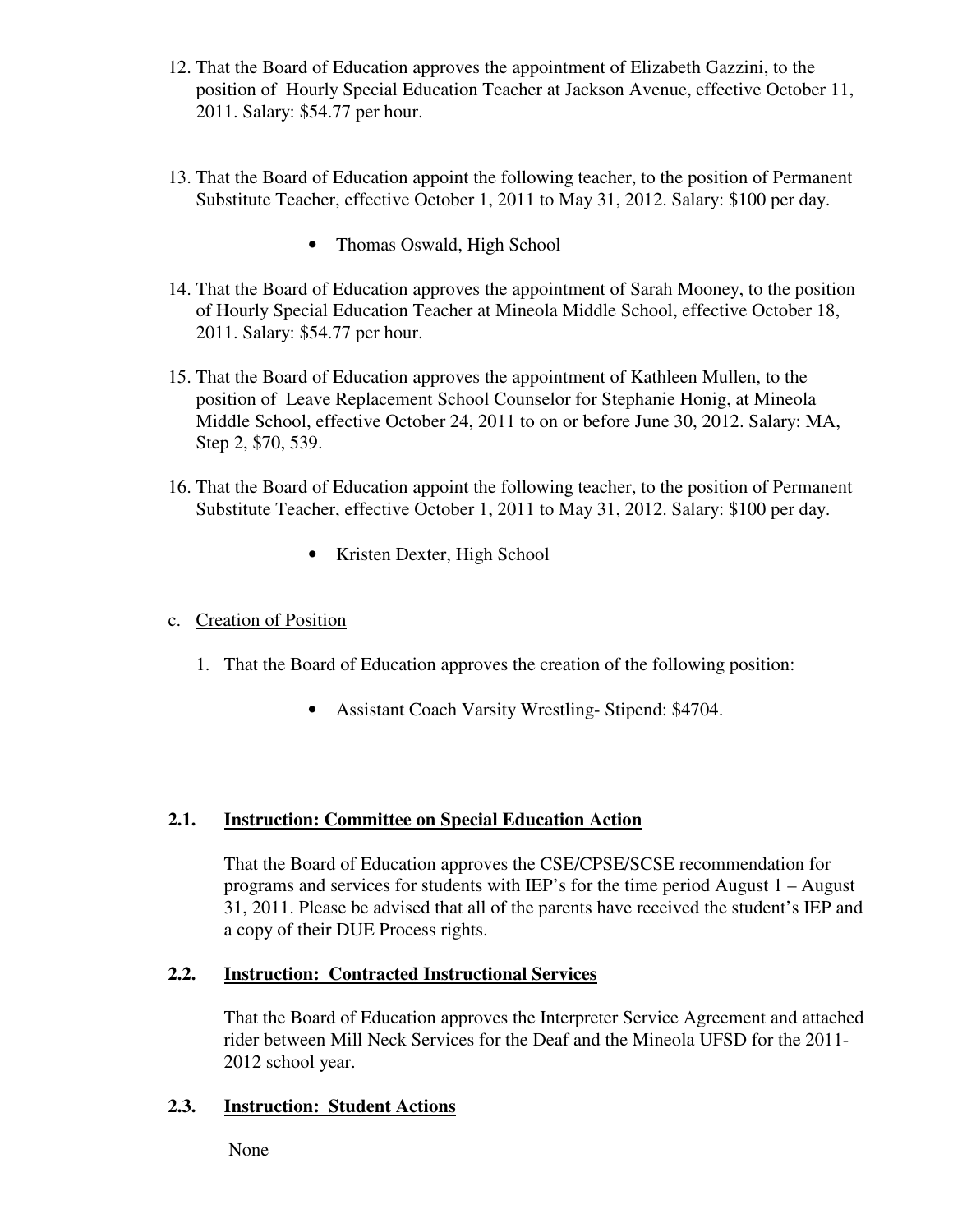12. That the Board of Education approves the appointment of Elizabeth Gazzini, to the position of Hourly Special Education Teacher at Jackson Avenue, effective October 11, 2011. Salary: $54.77 per hour.

13. That the Board of Education appoint the following teacher, to the position of Permanent Substitute Teacher, effective October 1, 2011 to May 31, 2012. Salary: $100 per day.

    - Thomas Oswald, High School

14. That the Board of Education approves the appointment of Sarah Mooney, to the position of Hourly Special Education Teacher at Mineola Middle School, effective October 18, 2011. Salary: $54.77 per hour.

15. That the Board of Education approves the appointment of Kathleen Mullen, to the position of Leave Replacement School Counselor for Stephanie Honig, at Mineola Middle School, effective October 24, 2011 to on or before June 30, 2012. Salary: MA, Step 2, $70, 539.

16. That the Board of Education appoint the following teacher, to the position of Permanent Substitute Teacher, effective October 1, 2011 to May 31, 2012. Salary: $100 per day.

    - Kristen Dexter, High School

c. <u>Creation of Position</u>

   1. That the Board of Education approves the creation of the following position:

      - Assistant Coach Varsity Wrestling- Stipend: $4704.

### 2.1. Instruction: Committee on Special Education Action

That the Board of Education approves the CSE/CPSE/SCSE recommendation for programs and services for students with IEP's for the time period August 1 – August 31, 2011. Please be advised that all of the parents have received the student's IEP and a copy of their DUE Process rights.

### 2.2. Instruction: Contracted Instructional Services

That the Board of Education approves the Interpreter Service Agreement and attached rider between Mill Neck Services for the Deaf and the Mineola UFSD for the 2011-2012 school year.

### 2.3. Instruction: Student Actions

None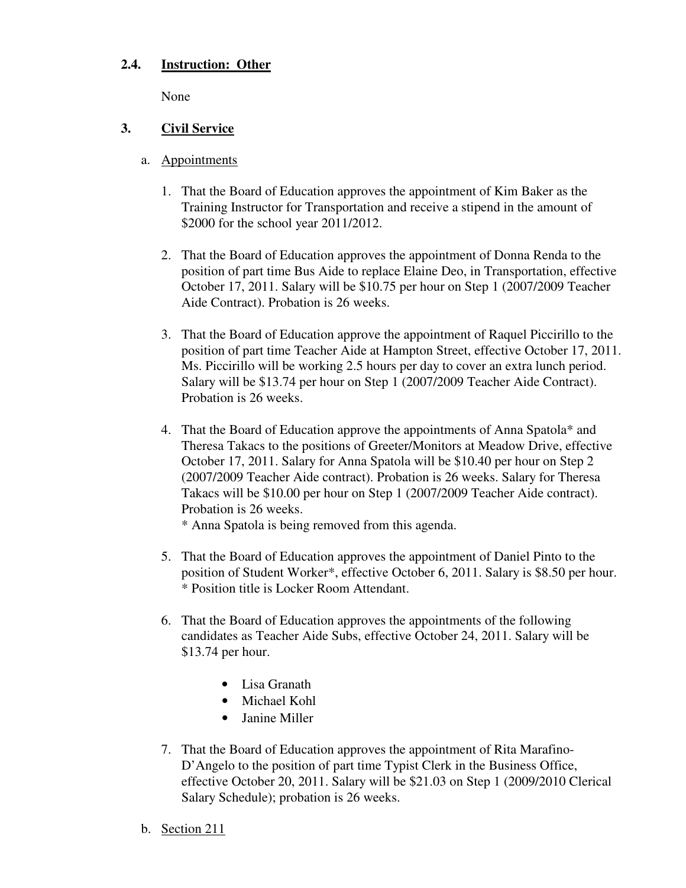## 2.4. Instruction: Other

None

## 3. Civil Service

a. Appointments

1. That the Board of Education approves the appointment of Kim Baker as the Training Instructor for Transportation and receive a stipend in the amount of $2000 for the school year 2011/2012.

2. That the Board of Education approves the appointment of Donna Renda to the position of part time Bus Aide to replace Elaine Deo, in Transportation, effective October 17, 2011. Salary will be $10.75 per hour on Step 1 (2007/2009 Teacher Aide Contract). Probation is 26 weeks.

3. That the Board of Education approve the appointment of Raquel Piccirillo to the position of part time Teacher Aide at Hampton Street, effective October 17, 2011. Ms. Piccirillo will be working 2.5 hours per day to cover an extra lunch period. Salary will be $13.74 per hour on Step 1 (2007/2009 Teacher Aide Contract). Probation is 26 weeks.

4. That the Board of Education approve the appointments of Anna Spatola* and Theresa Takacs to the positions of Greeter/Monitors at Meadow Drive, effective October 17, 2011. Salary for Anna Spatola will be $10.40 per hour on Step 2 (2007/2009 Teacher Aide contract). Probation is 26 weeks. Salary for Theresa Takacs will be $10.00 per hour on Step 1 (2007/2009 Teacher Aide contract). Probation is 26 weeks.
   * Anna Spatola is being removed from this agenda.

5. That the Board of Education approves the appointment of Daniel Pinto to the position of Student Worker*, effective October 6, 2011. Salary is $8.50 per hour.
   * Position title is Locker Room Attendant.

6. That the Board of Education approves the appointments of the following candidates as Teacher Aide Subs, effective October 24, 2011. Salary will be $13.74 per hour.

   - Lisa Granath
   - Michael Kohl
   - Janine Miller

7. That the Board of Education approves the appointment of Rita Marafino-D'Angelo to the position of part time Typist Clerk in the Business Office, effective October 20, 2011. Salary will be $21.03 on Step 1 (2009/2010 Clerical Salary Schedule); probation is 26 weeks.

b. Section 211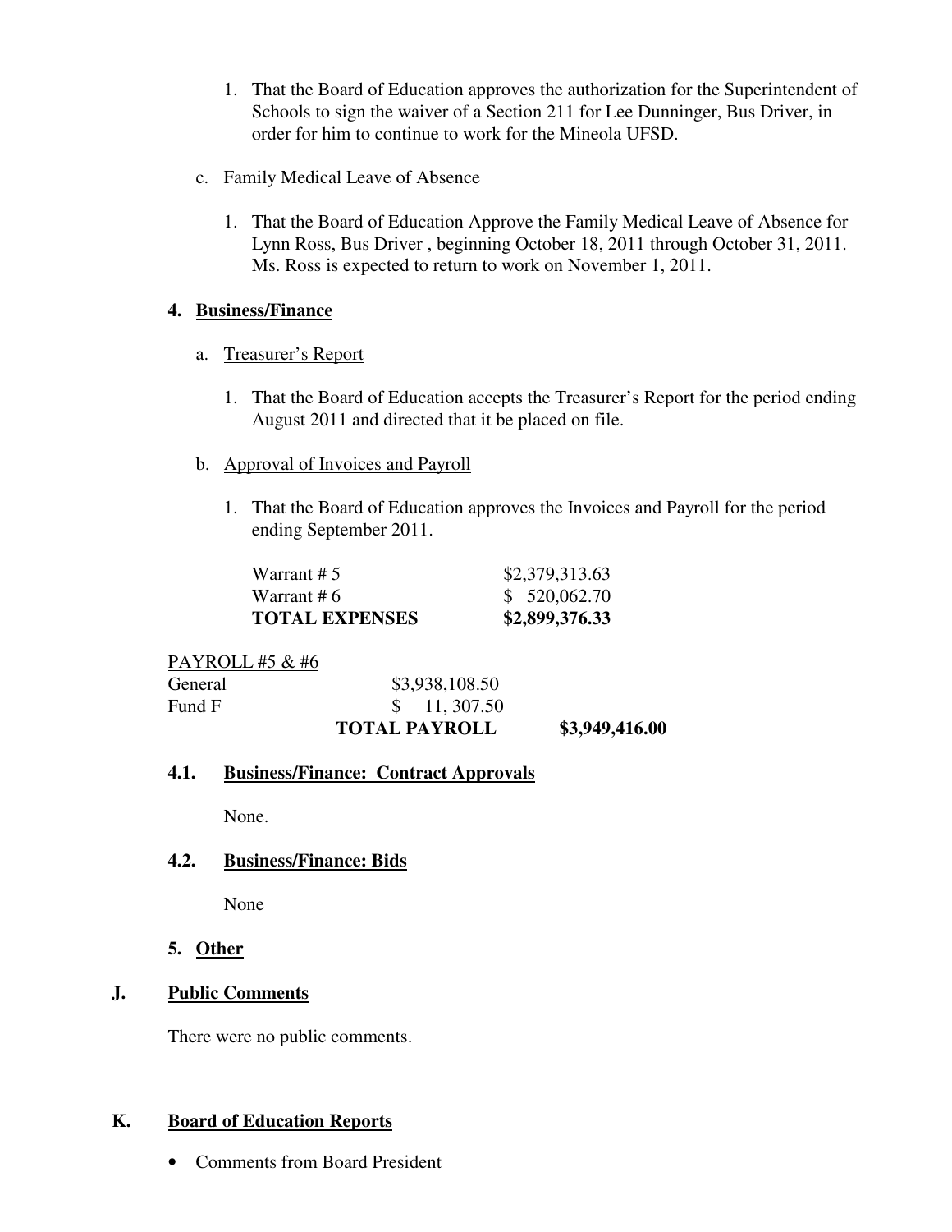1. That the Board of Education approves the authorization for the Superintendent of Schools to sign the waiver of a Section 211 for Lee Dunninger, Bus Driver, in order for him to continue to work for the Mineola UFSD.

c. Family Medical Leave of Absence

1. That the Board of Education Approve the Family Medical Leave of Absence for Lynn Ross, Bus Driver , beginning October 18, 2011 through October 31, 2011. Ms. Ross is expected to return to work on November 1, 2011.

**4. Business/Finance**

a. Treasurer's Report

1. That the Board of Education accepts the Treasurer's Report for the period ending August 2011 and directed that it be placed on file.

b. Approval of Invoices and Payroll

1. That the Board of Education approves the Invoices and Payroll for the period ending September 2011.

| | |
|---|---|
| Warrant # 5 | $2,379,313.63 |
| Warrant # 6 | $ 520,062.70 |
| **TOTAL EXPENSES** | **$2,899,376.33** |

PAYROLL #5 & #6

| | | |
|---|---|---|
| General | $3,938,108.50 | |
| Fund F | $ 11, 307.50 | |
| | **TOTAL PAYROLL** | **$3,949,416.00** |

**4.1. Business/Finance: Contract Approvals**

None.

**4.2. Business/Finance: Bids**

None

**5. Other**

## J. Public Comments

There were no public comments.

## K. Board of Education Reports

- Comments from Board President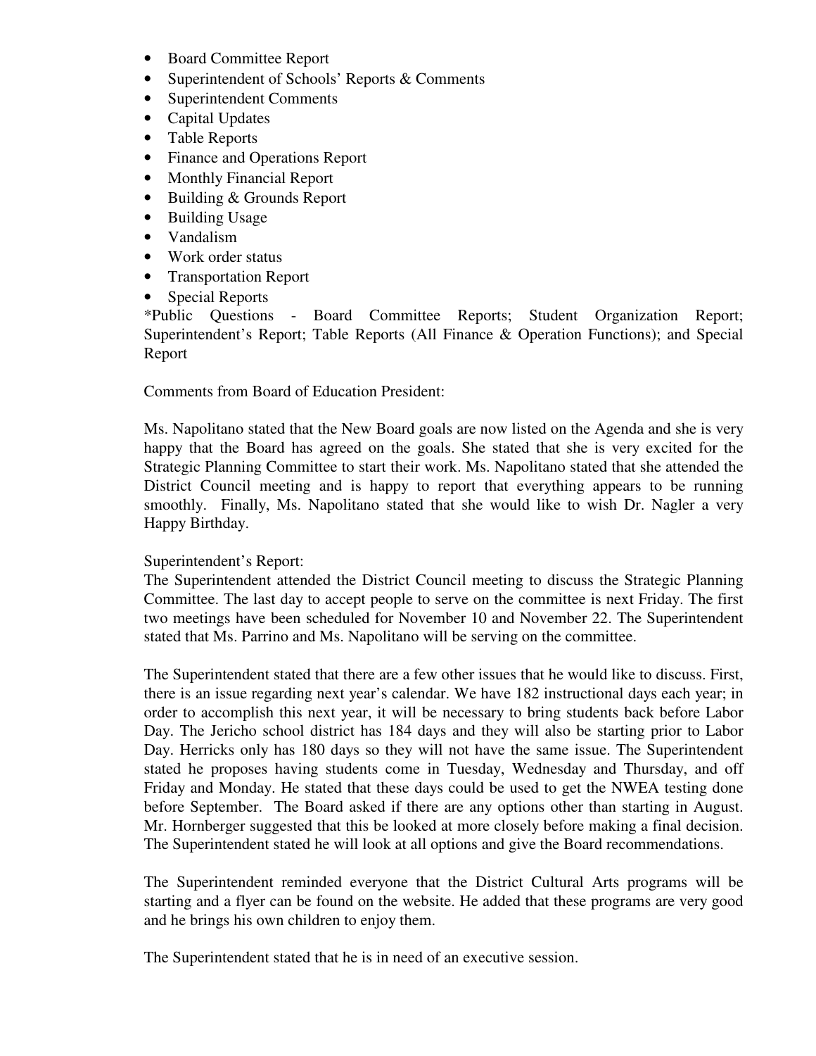- Board Committee Report
- Superintendent of Schools' Reports & Comments
- Superintendent Comments
- Capital Updates
- Table Reports
- Finance and Operations Report
- Monthly Financial Report
- Building & Grounds Report
- Building Usage
- Vandalism
- Work order status
- Transportation Report
- Special Reports

*Public Questions - Board Committee Reports; Student Organization Report; Superintendent's Report; Table Reports (All Finance & Operation Functions); and Special Report

Comments from Board of Education President:

Ms. Napolitano stated that the New Board goals are now listed on the Agenda and she is very happy that the Board has agreed on the goals. She stated that she is very excited for the Strategic Planning Committee to start their work. Ms. Napolitano stated that she attended the District Council meeting and is happy to report that everything appears to be running smoothly. Finally, Ms. Napolitano stated that she would like to wish Dr. Nagler a very Happy Birthday.

Superintendent's Report:
The Superintendent attended the District Council meeting to discuss the Strategic Planning Committee. The last day to accept people to serve on the committee is next Friday. The first two meetings have been scheduled for November 10 and November 22. The Superintendent stated that Ms. Parrino and Ms. Napolitano will be serving on the committee.

The Superintendent stated that there are a few other issues that he would like to discuss. First, there is an issue regarding next year's calendar. We have 182 instructional days each year; in order to accomplish this next year, it will be necessary to bring students back before Labor Day. The Jericho school district has 184 days and they will also be starting prior to Labor Day. Herricks only has 180 days so they will not have the same issue. The Superintendent stated he proposes having students come in Tuesday, Wednesday and Thursday, and off Friday and Monday. He stated that these days could be used to get the NWEA testing done before September. The Board asked if there are any options other than starting in August. Mr. Hornberger suggested that this be looked at more closely before making a final decision. The Superintendent stated he will look at all options and give the Board recommendations.

The Superintendent reminded everyone that the District Cultural Arts programs will be starting and a flyer can be found on the website. He added that these programs are very good and he brings his own children to enjoy them.

The Superintendent stated that he is in need of an executive session.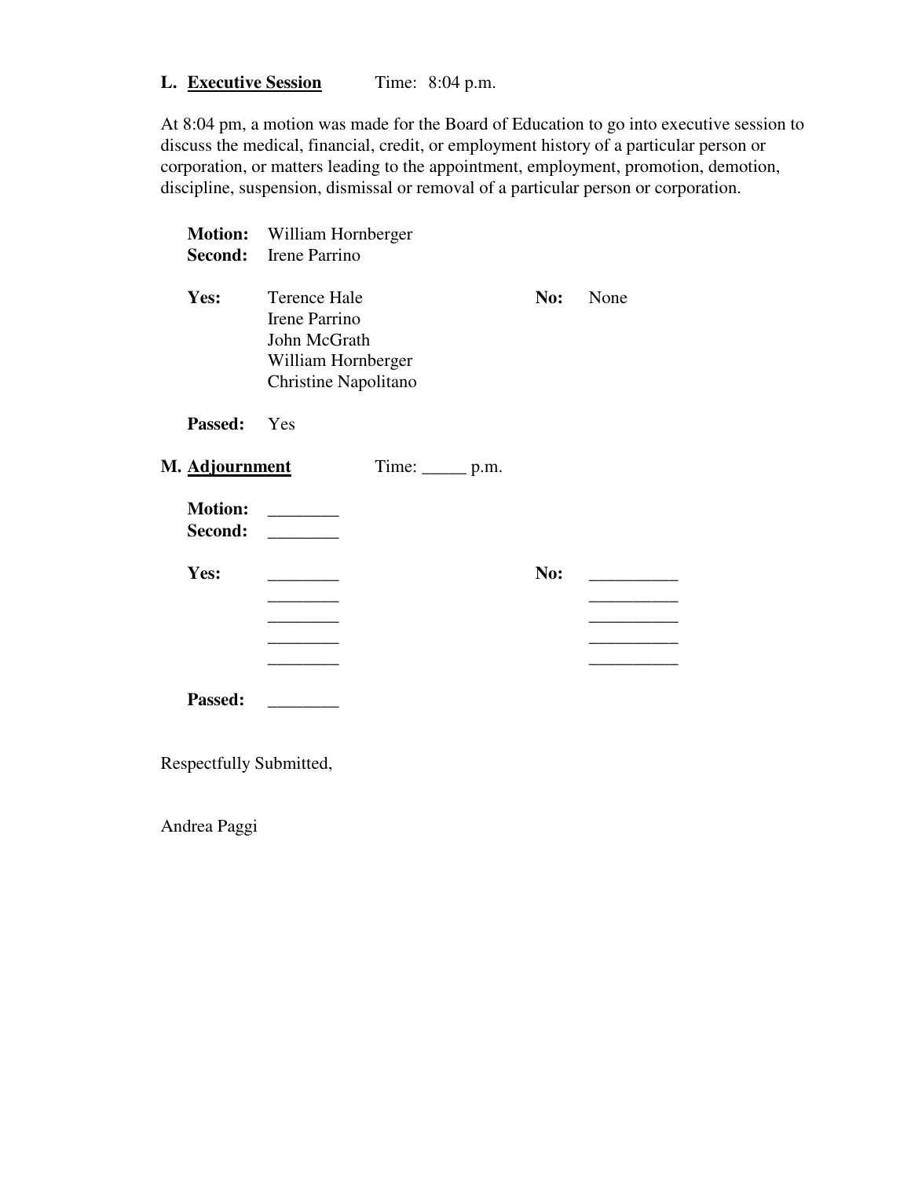**L. <u>Executive Session</u>** Time: 8:04 p.m.

At 8:04 pm, a motion was made for the Board of Education to go into executive session to discuss the medical, financial, credit, or employment history of a particular person or corporation, or matters leading to the appointment, employment, promotion, demotion, discipline, suspension, dismissal or removal of a particular person or corporation.

**Motion:** William Hornberger
**Second:** Irene Parrino

| | | | |
|---|---|---|---|
| **Yes:** | Terence Hale | **No:** | None |
| | Irene Parrino | | |
| | John McGrath | | |
| | William Hornberger | | |
| | Christine Napolitano | | |

**Passed:** Yes

**M. <u>Adjournment</u>** Time: _____ p.m.

**Motion:** ________
**Second:** ________

| | | | |
|---|---|---|---|
| **Yes:** | ________ | **No:** | __________ |
| | ________ | | __________ |
| | ________ | | __________ |
| | ________ | | __________ |
| | ________ | | __________ |

**Passed:** ________

Respectfully Submitted,

Andrea Paggi